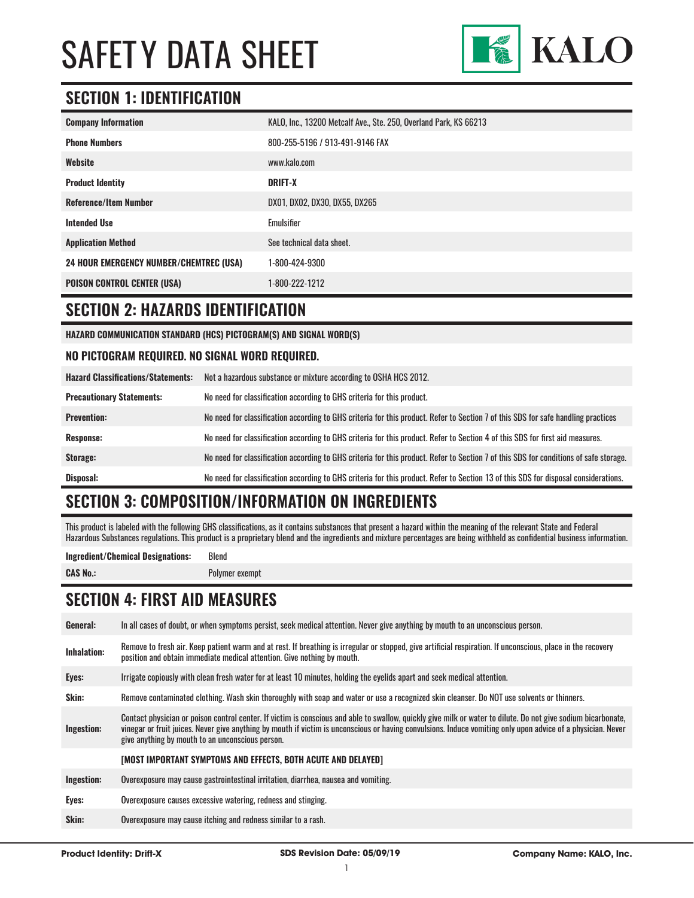# SAFETY DATA SHEET

KALO

## SECTION 1: IDENTIFICATION

| | |
|---|---|
| **Company Information** | KALO, Inc., 13200 Metcalf Ave., Ste. 250, Overland Park, KS 66213 |
| **Phone Numbers** | 800-255-5196 / 913-491-9146 FAX |
| **Website** | www.kalo.com |
| **Product Identity** | **DRIFT-X** |
| **Reference/Item Number** | DX01, DX02, DX30, DX55, DX265 |
| **Intended Use** | Emulsifier |
| **Application Method** | See technical data sheet. |
| **24 HOUR EMERGENCY NUMBER/CHEMTREC (USA)** | 1-800-424-9300 |
| **POISON CONTROL CENTER (USA)** | 1-800-222-1212 |

## SECTION 2: HAZARDS IDENTIFICATION

**HAZARD COMMUNICATION STANDARD (HCS) PICTOGRAM(S) AND SIGNAL WORD(S)**

### NO PICTOGRAM REQUIRED. NO SIGNAL WORD REQUIRED.

| | |
|---|---|
| **Hazard Classifications/Statements:** | Not a hazardous substance or mixture according to OSHA HCS 2012. |
| **Precautionary Statements:** | No need for classification according to GHS criteria for this product. |
| **Prevention:** | No need for classification according to GHS criteria for this product. Refer to Section 7 of this SDS for safe handling practices |
| **Response:** | No need for classification according to GHS criteria for this product. Refer to Section 4 of this SDS for first aid measures. |
| **Storage:** | No need for classification according to GHS criteria for this product. Refer to Section 7 of this SDS for conditions of safe storage. |
| **Disposal:** | No need for classification according to GHS criteria for this product. Refer to Section 13 of this SDS for disposal considerations. |

## SECTION 3: COMPOSITION/INFORMATION ON INGREDIENTS

This product is labeled with the following GHS classifications, as it contains substances that present a hazard within the meaning of the relevant State and Federal Hazardous Substances regulations. This product is a proprietary blend and the ingredients and mixture percentages are being withheld as confidential business information.

| | |
|---|---|
| **Ingredient/Chemical Designations:** | Blend |
| **CAS No.:** | Polymer exempt |

## SECTION 4: FIRST AID MEASURES

| | |
|---|---|
| **General:** | In all cases of doubt, or when symptoms persist, seek medical attention. Never give anything by mouth to an unconscious person. |
| **Inhalation:** | Remove to fresh air. Keep patient warm and at rest. If breathing is irregular or stopped, give artificial respiration. If unconscious, place in the recovery position and obtain immediate medical attention. Give nothing by mouth. |
| **Eyes:** | Irrigate copiously with clean fresh water for at least 10 minutes, holding the eyelids apart and seek medical attention. |
| **Skin:** | Remove contaminated clothing. Wash skin thoroughly with soap and water or use a recognized skin cleanser. Do NOT use solvents or thinners. |
| **Ingestion:** | Contact physician or poison control center. If victim is conscious and able to swallow, quickly give milk or water to dilute. Do not give sodium bicarbonate, vinegar or fruit juices. Never give anything by mouth if victim is unconscious or having convulsions. Induce vomiting only upon advice of a physician. Never give anything by mouth to an unconscious person. |
| | **[MOST IMPORTANT SYMPTOMS AND EFFECTS, BOTH ACUTE AND DELAYED]** |
| **Ingestion:** | Overexposure may cause gastrointestinal irritation, diarrhea, nausea and vomiting. |
| **Eyes:** | Overexposure causes excessive watering, redness and stinging. |
| **Skin:** | Overexposure may cause itching and redness similar to a rash. |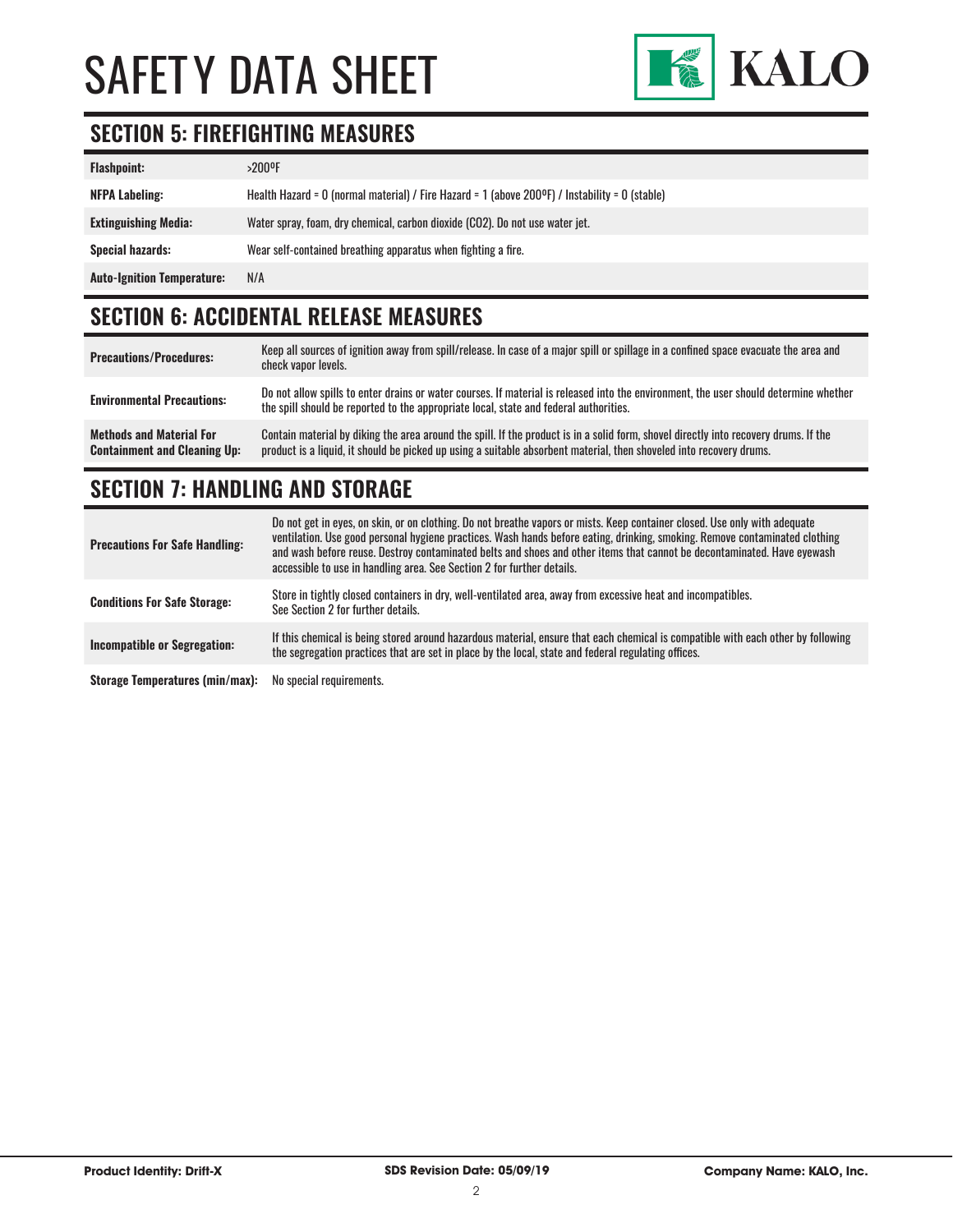## SECTION 5: FIREFIGHTING MEASURES

| | |
|---|---|
| **Flashpoint:** | >200ºF |
| **NFPA Labeling:** | Health Hazard = 0 (normal material) / Fire Hazard = 1 (above 200ºF) / Instability = 0 (stable) |
| **Extinguishing Media:** | Water spray, foam, dry chemical, carbon dioxide ($CO_2$). Do not use water jet. |
| **Special hazards:** | Wear self-contained breathing apparatus when fighting a fire. |
| **Auto-Ignition Temperature:** | N/A |

## SECTION 6: ACCIDENTAL RELEASE MEASURES

| | |
|---|---|
| **Precautions/Procedures:** | Keep all sources of ignition away from spill/release. In case of a major spill or spillage in a confined space evacuate the area and check vapor levels. |
| **Environmental Precautions:** | Do not allow spills to enter drains or water courses. If material is released into the environment, the user should determine whether the spill should be reported to the appropriate local, state and federal authorities. |
| **Methods and Material For Containment and Cleaning Up:** | Contain material by diking the area around the spill. If the product is in a solid form, shovel directly into recovery drums. If the product is a liquid, it should be picked up using a suitable absorbent material, then shoveled into recovery drums. |

## SECTION 7: HANDLING AND STORAGE

| | |
|---|---|
| **Precautions For Safe Handling:** | Do not get in eyes, on skin, or on clothing. Do not breathe vapors or mists. Keep container closed. Use only with adequate ventilation. Use good personal hygiene practices. Wash hands before eating, drinking, smoking. Remove contaminated clothing and wash before reuse. Destroy contaminated belts and shoes and other items that cannot be decontaminated. Have eyewash accessible to use in handling area. See Section 2 for further details. |
| **Conditions For Safe Storage:** | Store in tightly closed containers in dry, well-ventilated area, away from excessive heat and incompatibles. See Section 2 for further details. |
| **Incompatible or Segregation:** | If this chemical is being stored around hazardous material, ensure that each chemical is compatible with each other by following the segregation practices that are set in place by the local, state and federal regulating offices. |
| **Storage Temperatures (min/max):** | No special requirements. |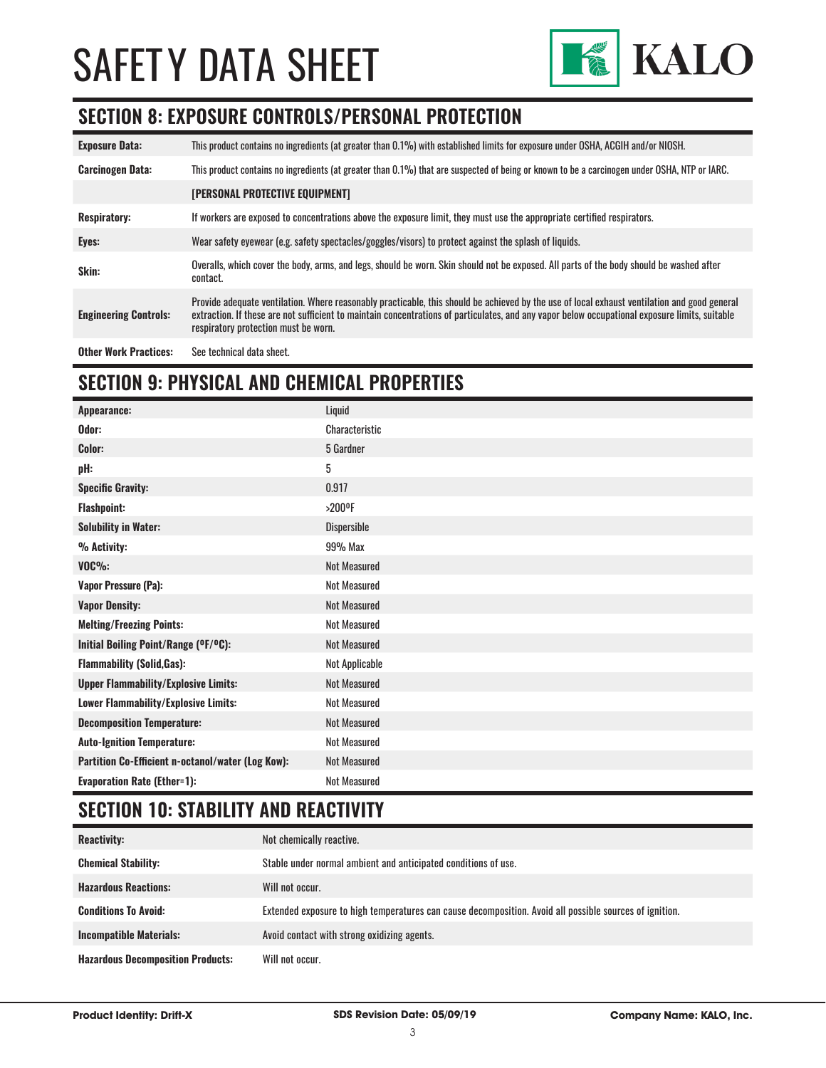## SECTION 8: EXPOSURE CONTROLS/PERSONAL PROTECTION

| | |
|---|---|
| **Exposure Data:** | This product contains no ingredients (at greater than 0.1%) with established limits for exposure under OSHA, ACGIH and/or NIOSH. |
| **Carcinogen Data:** | This product contains no ingredients (at greater than 0.1%) that are suspected of being or known to be a carcinogen under OSHA, NTP or IARC. |
| | **[PERSONAL PROTECTIVE EQUIPMENT]** |
| **Respiratory:** | If workers are exposed to concentrations above the exposure limit, they must use the appropriate certified respirators. |
| **Eyes:** | Wear safety eyewear (e.g. safety spectacles/goggles/visors) to protect against the splash of liquids. |
| **Skin:** | Overalls, which cover the body, arms, and legs, should be worn. Skin should not be exposed. All parts of the body should be washed after contact. |
| **Engineering Controls:** | Provide adequate ventilation. Where reasonably practicable, this should be achieved by the use of local exhaust ventilation and good general extraction. If these are not sufficient to maintain concentrations of particulates, and any vapor below occupational exposure limits, suitable respiratory protection must be worn. |
| **Other Work Practices:** | See technical data sheet. |

## SECTION 9: PHYSICAL AND CHEMICAL PROPERTIES

| | |
|---|---|
| **Appearance:** | Liquid |
| **Odor:** | Characteristic |
| **Color:** | 5 Gardner |
| **pH:** | 5 |
| **Specific Gravity:** | 0.917 |
| **Flashpoint:** | >200ºF |
| **Solubility in Water:** | Dispersible |
| **% Activity:** | 99% Max |
| **VOC%:** | Not Measured |
| **Vapor Pressure (Pa):** | Not Measured |
| **Vapor Density:** | Not Measured |
| **Melting/Freezing Points:** | Not Measured |
| **Initial Boiling Point/Range (ºF/ºC):** | Not Measured |
| **Flammability (Solid,Gas):** | Not Applicable |
| **Upper Flammability/Explosive Limits:** | Not Measured |
| **Lower Flammability/Explosive Limits:** | Not Measured |
| **Decomposition Temperature:** | Not Measured |
| **Auto-Ignition Temperature:** | Not Measured |
| **Partition Co-Efficient n-octanol/water (Log Kow):** | Not Measured |
| **Evaporation Rate (Ether=1):** | Not Measured |

## SECTION 10: STABILITY AND REACTIVITY

| | |
|---|---|
| **Reactivity:** | Not chemically reactive. |
| **Chemical Stability:** | Stable under normal ambient and anticipated conditions of use. |
| **Hazardous Reactions:** | Will not occur. |
| **Conditions To Avoid:** | Extended exposure to high temperatures can cause decomposition. Avoid all possible sources of ignition. |
| **Incompatible Materials:** | Avoid contact with strong oxidizing agents. |
| **Hazardous Decomposition Products:** | Will not occur. |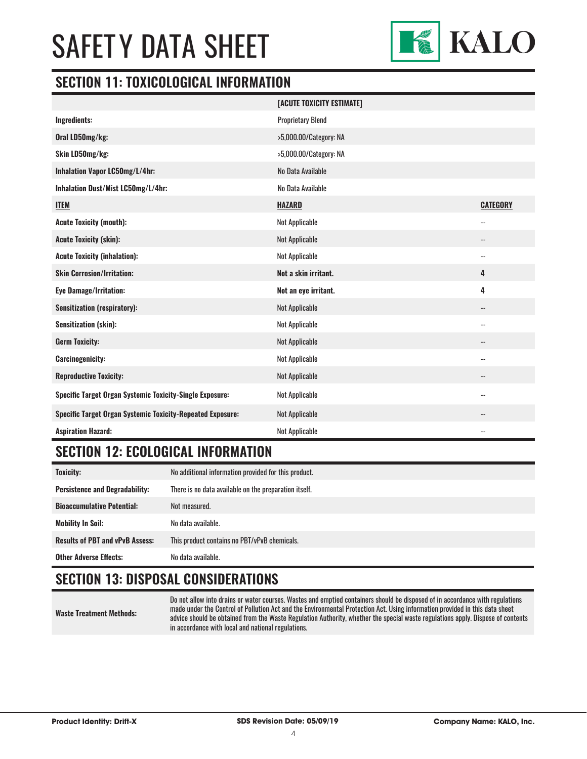# SAFETY DATA SHEET

## SECTION 11: TOXICOLOGICAL INFORMATION

| | [ACUTE TOXICITY ESTIMATE] | |
|---|---|---|
| **Ingredients:** | Proprietary Blend | |
| **Oral LD50mg/kg:** | >5,000.00/Category: NA | |
| **Skin LD50mg/kg:** | >5,000.00/Category: NA | |
| **Inhalation Vapor LC50mg/L/4hr:** | No Data Available | |
| **Inhalation Dust/Mist LC50mg/L/4hr:** | No Data Available | |
| **ITEM** | **HAZARD** | **CATEGORY** |
| **Acute Toxicity (mouth):** | Not Applicable | -- |
| **Acute Toxicity (skin):** | Not Applicable | -- |
| **Acute Toxicity (inhalation):** | Not Applicable | -- |
| **Skin Corrosion/Irritation:** | **Not a skin irritant.** | **4** |
| **Eye Damage/Irritation:** | **Not an eye irritant.** | **4** |
| **Sensitization (respiratory):** | Not Applicable | -- |
| **Sensitization (skin):** | Not Applicable | -- |
| **Germ Toxicity:** | Not Applicable | -- |
| **Carcinogenicity:** | Not Applicable | -- |
| **Reproductive Toxicity:** | Not Applicable | -- |
| **Specific Target Organ Systemic Toxicity-Single Exposure:** | Not Applicable | -- |
| **Specific Target Organ Systemic Toxicity-Repeated Exposure:** | Not Applicable | -- |
| **Aspiration Hazard:** | Not Applicable | -- |

## SECTION 12: ECOLOGICAL INFORMATION

| | |
|---|---|
| **Toxicity:** | No additional information provided for this product. |
| **Persistence and Degradability:** | There is no data available on the preparation itself. |
| **Bioaccumulative Potential:** | Not measured. |
| **Mobility In Soil:** | No data available. |
| **Results of PBT and vPvB Assess:** | This product contains no PBT/vPvB chemicals. |
| **Other Adverse Effects:** | No data available. |

## SECTION 13: DISPOSAL CONSIDERATIONS

| | |
|---|---|
| **Waste Treatment Methods:** | Do not allow into drains or water courses. Wastes and emptied containers should be disposed of in accordance with regulations made under the Control of Pollution Act and the Environmental Protection Act. Using information provided in this data sheet advice should be obtained from the Waste Regulation Authority, whether the special waste regulations apply. Dispose of contents in accordance with local and national regulations. |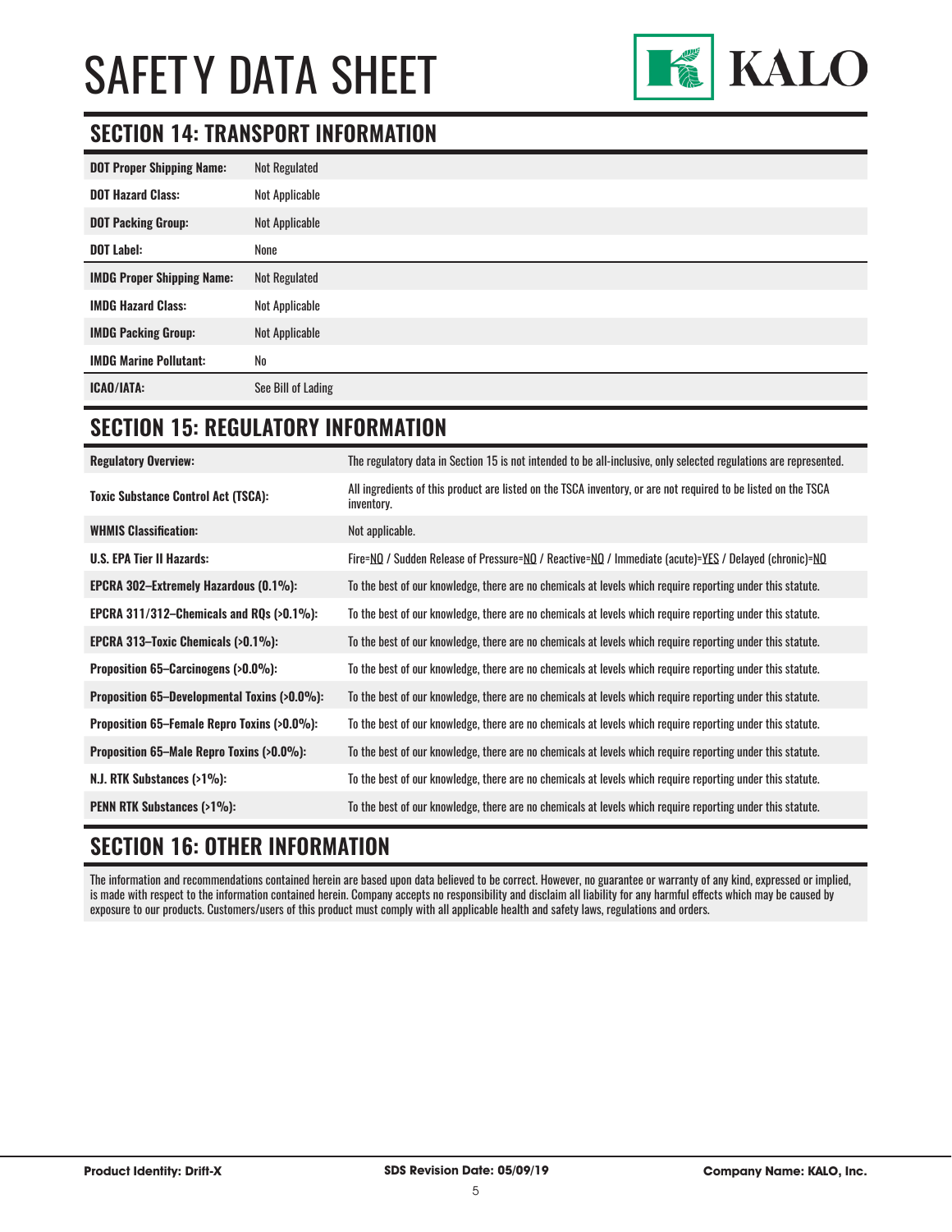# SAFETY DATA SHEET

## SECTION 14: TRANSPORT INFORMATION

| | |
|---|---|
| **DOT Proper Shipping Name:** | Not Regulated |
| **DOT Hazard Class:** | Not Applicable |
| **DOT Packing Group:** | Not Applicable |
| **DOT Label:** | None |
| **IMDG Proper Shipping Name:** | Not Regulated |
| **IMDG Hazard Class:** | Not Applicable |
| **IMDG Packing Group:** | Not Applicable |
| **IMDG Marine Pollutant:** | No |
| **ICAO/IATA:** | See Bill of Lading |

## SECTION 15: REGULATORY INFORMATION

| | |
|---|---|
| **Regulatory Overview:** | The regulatory data in Section 15 is not intended to be all-inclusive, only selected regulations are represented. |
| **Toxic Substance Control Act (TSCA):** | All ingredients of this product are listed on the TSCA inventory, or are not required to be listed on the TSCA inventory. |
| **WHMIS Classification:** | Not applicable. |
| **U.S. EPA Tier II Hazards:** | Fire=NO / Sudden Release of Pressure=NO / Reactive=NO / Immediate (acute)=YES / Delayed (chronic)=NO |
| **EPCRA 302–Extremely Hazardous (0.1%):** | To the best of our knowledge, there are no chemicals at levels which require reporting under this statute. |
| **EPCRA 311/312–Chemicals and RQs (>0.1%):** | To the best of our knowledge, there are no chemicals at levels which require reporting under this statute. |
| **EPCRA 313–Toxic Chemicals (>0.1%):** | To the best of our knowledge, there are no chemicals at levels which require reporting under this statute. |
| **Proposition 65–Carcinogens (>0.0%):** | To the best of our knowledge, there are no chemicals at levels which require reporting under this statute. |
| **Proposition 65–Developmental Toxins (>0.0%):** | To the best of our knowledge, there are no chemicals at levels which require reporting under this statute. |
| **Proposition 65–Female Repro Toxins (>0.0%):** | To the best of our knowledge, there are no chemicals at levels which require reporting under this statute. |
| **Proposition 65–Male Repro Toxins (>0.0%):** | To the best of our knowledge, there are no chemicals at levels which require reporting under this statute. |
| **N.J. RTK Substances (>1%):** | To the best of our knowledge, there are no chemicals at levels which require reporting under this statute. |
| **PENN RTK Substances (>1%):** | To the best of our knowledge, there are no chemicals at levels which require reporting under this statute. |

## SECTION 16: OTHER INFORMATION

The information and recommendations contained herein are based upon data believed to be correct. However, no guarantee or warranty of any kind, expressed or implied, is made with respect to the information contained herein. Company accepts no responsibility and disclaim all liability for any harmful effects which may be caused by exposure to our products. Customers/users of this product must comply with all applicable health and safety laws, regulations and orders.

**Product Identity: Drift-X** | **SDS Revision Date: 05/09/19** | **Company Name: KALO, Inc.**